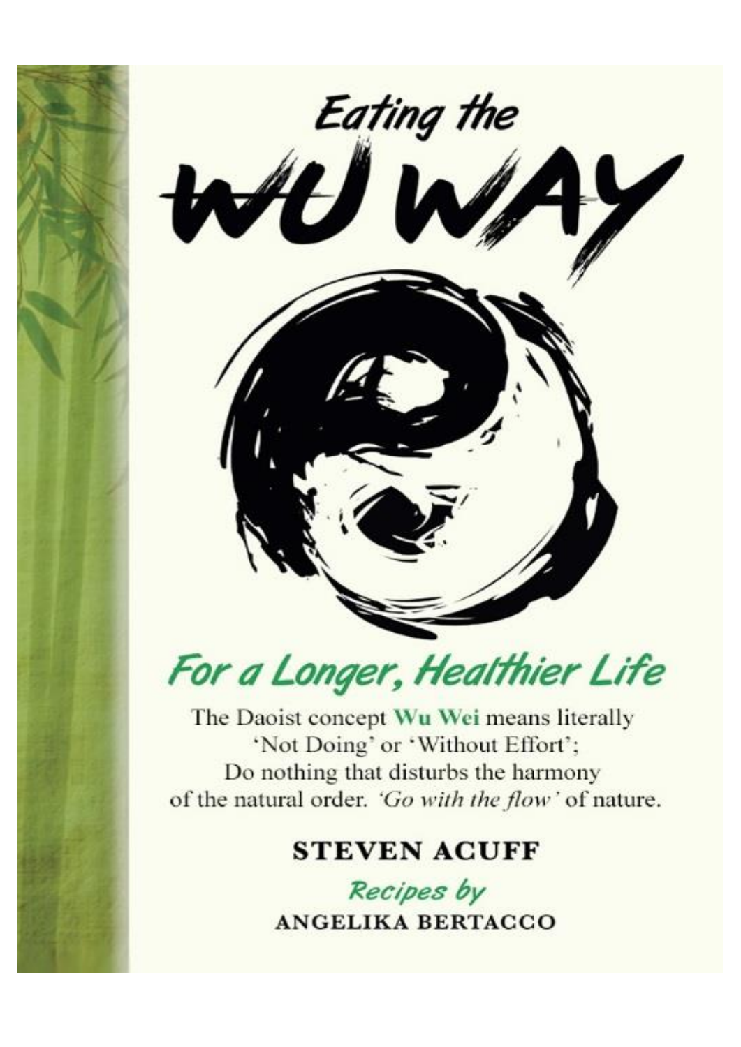# Eating the WU WAY

## *For a Longer, Healthier Life*

The Daoist concept **Wu Wei** means literally 'Not Doing' or 'Without Effort'; Do nothing that disturbs the harmony of the natural order. *'Go with the flow'* of nature.

**STEVEN ACUFF**

*Recipes by*

**ANGELIKA BERTACCO**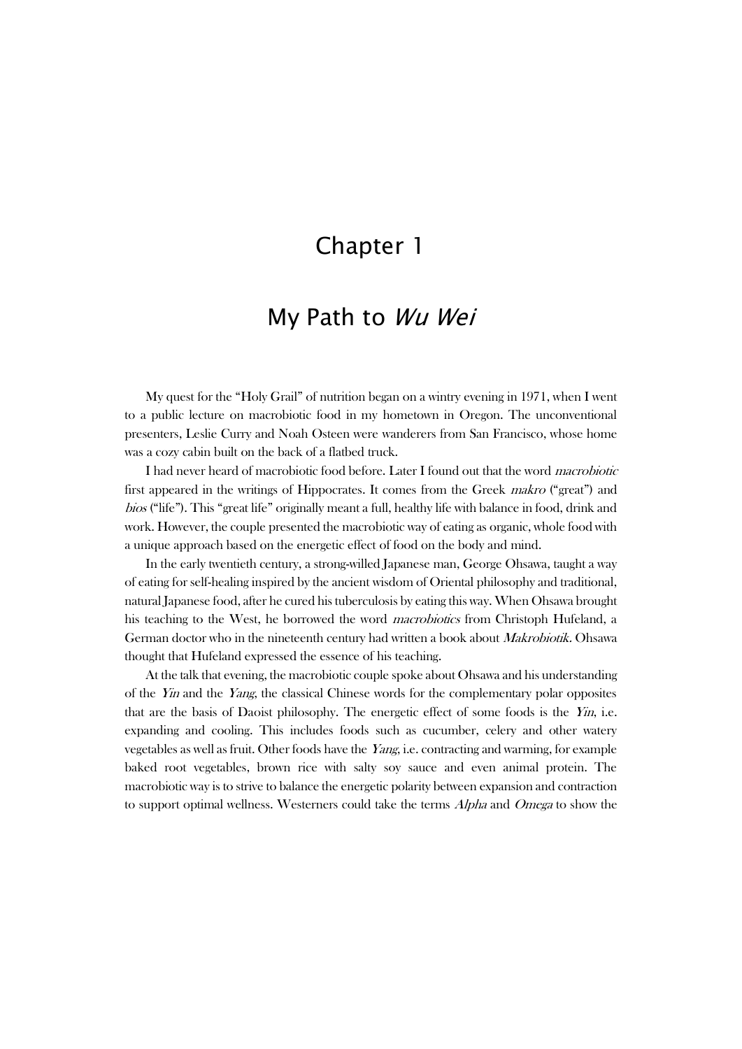# Chapter 1

## My Path to *Wu Wei*

My quest for the "Holy Grail" of nutrition began on a wintry evening in 1971, when I went to a public lecture on macrobiotic food in my hometown in Oregon. The unconventional presenters, Leslie Curry and Noah Osteen were wanderers from San Francisco, whose home was a cozy cabin built on the back of a flatbed truck.

I had never heard of macrobiotic food before. Later I found out that the word *macrobiotic* first appeared in the writings of Hippocrates. It comes from the Greek *makro* ("great") and *bios* ("life"). This "great life" originally meant a full, healthy life with balance in food, drink and work. However, the couple presented the macrobiotic way of eating as organic, whole food with a unique approach based on the energetic effect of food on the body and mind.

In the early twentieth century, a strong-willed Japanese man, George Ohsawa, taught a way of eating for self-healing inspired by the ancient wisdom of Oriental philosophy and traditional, natural Japanese food, after he cured his tuberculosis by eating this way. When Ohsawa brought his teaching to the West, he borrowed the word *macrobiotics* from Christoph Hufeland, a German doctor who in the nineteenth century had written a book about *Makrobiotik*. Ohsawa thought that Hufeland expressed the essence of his teaching.

At the talk that evening, the macrobiotic couple spoke about Ohsawa and his understanding of the *Yin* and the *Yang*, the classical Chinese words for the complementary polar opposites that are the basis of Daoist philosophy. The energetic effect of some foods is the *Yin*, i.e. expanding and cooling. This includes foods such as cucumber, celery and other watery vegetables as well as fruit. Other foods have the *Yang*, i.e. contracting and warming, for example baked root vegetables, brown rice with salty soy sauce and even animal protein. The macrobiotic way is to strive to balance the energetic polarity between expansion and contraction to support optimal wellness. Westerners could take the terms *Alpha* and *Omega* to show the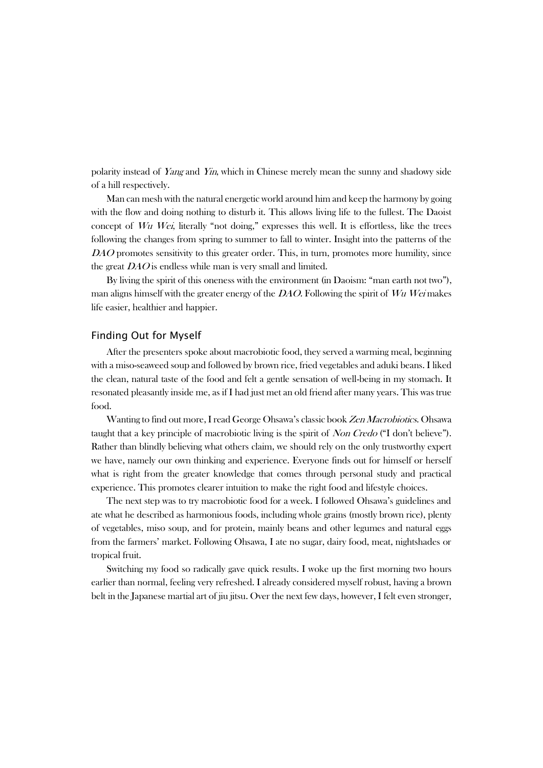polarity instead of *Yang* and *Yin*, which in Chinese merely mean the sunny and shadowy side of a hill respectively.

Man can mesh with the natural energetic world around him and keep the harmony by going with the flow and doing nothing to disturb it. This allows living life to the fullest. The Daoist concept of *Wu Wei*, literally "not doing," expresses this well. It is effortless, like the trees following the changes from spring to summer to fall to winter. Insight into the patterns of the *DAO* promotes sensitivity to this greater order. This, in turn, promotes more humility, since the great *DAO* is endless while man is very small and limited.

By living the spirit of this oneness with the environment (in Daoism: "man earth not two"), man aligns himself with the greater energy of the *DAO*. Following the spirit of *Wu Wei* makes life easier, healthier and happier.

## Finding Out for Myself

After the presenters spoke about macrobiotic food, they served a warming meal, beginning with a miso-seaweed soup and followed by brown rice, fried vegetables and aduki beans. I liked the clean, natural taste of the food and felt a gentle sensation of well-being in my stomach. It resonated pleasantly inside me, as if I had just met an old friend after many years. This was true food.

Wanting to find out more, I read George Ohsawa's classic book *Zen Macrobiotics*. Ohsawa taught that a key principle of macrobiotic living is the spirit of *Non Credo* ("I don't believe"). Rather than blindly believing what others claim, we should rely on the only trustworthy expert we have, namely our own thinking and experience. Everyone finds out for himself or herself what is right from the greater knowledge that comes through personal study and practical experience. This promotes clearer intuition to make the right food and lifestyle choices.

The next step was to try macrobiotic food for a week. I followed Ohsawa's guidelines and ate what he described as harmonious foods, including whole grains (mostly brown rice), plenty of vegetables, miso soup, and for protein, mainly beans and other legumes and natural eggs from the farmers' market. Following Ohsawa, I ate no sugar, dairy food, meat, nightshades or tropical fruit.

Switching my food so radically gave quick results. I woke up the first morning two hours earlier than normal, feeling very refreshed. I already considered myself robust, having a brown belt in the Japanese martial art of jiu jitsu. Over the next few days, however, I felt even stronger,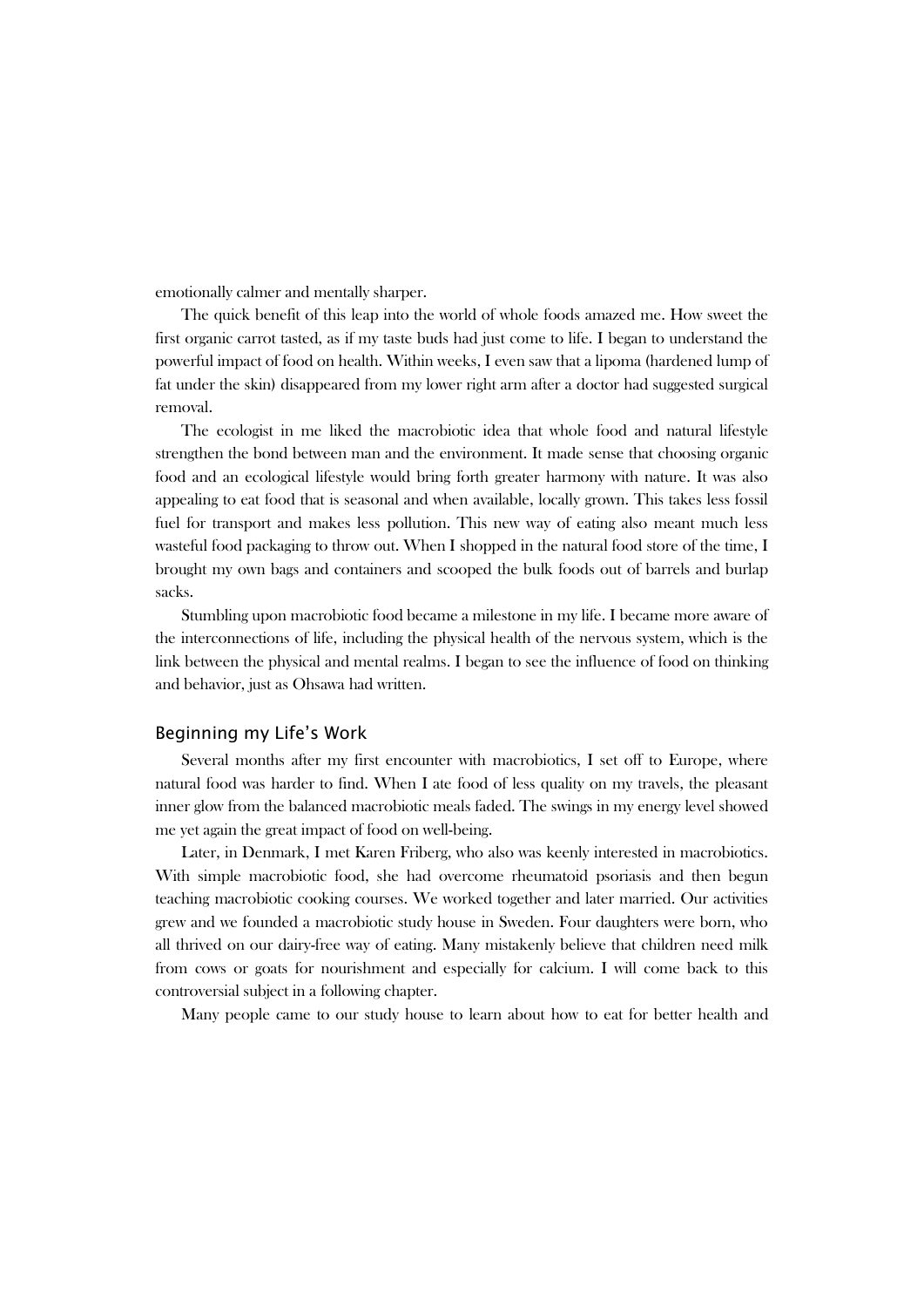emotionally calmer and mentally sharper.

The quick benefit of this leap into the world of whole foods amazed me. How sweet the first organic carrot tasted, as if my taste buds had just come to life. I began to understand the powerful impact of food on health. Within weeks, I even saw that a lipoma (hardened lump of fat under the skin) disappeared from my lower right arm after a doctor had suggested surgical removal.

The ecologist in me liked the macrobiotic idea that whole food and natural lifestyle strengthen the bond between man and the environment. It made sense that choosing organic food and an ecological lifestyle would bring forth greater harmony with nature. It was also appealing to eat food that is seasonal and when available, locally grown. This takes less fossil fuel for transport and makes less pollution. This new way of eating also meant much less wasteful food packaging to throw out. When I shopped in the natural food store of the time, I brought my own bags and containers and scooped the bulk foods out of barrels and burlap sacks.

Stumbling upon macrobiotic food became a milestone in my life. I became more aware of the interconnections of life, including the physical health of the nervous system, which is the link between the physical and mental realms. I began to see the influence of food on thinking and behavior, just as Ohsawa had written.

## Beginning my Life's Work

Several months after my first encounter with macrobiotics, I set off to Europe, where natural food was harder to find. When I ate food of less quality on my travels, the pleasant inner glow from the balanced macrobiotic meals faded. The swings in my energy level showed me yet again the great impact of food on well-being.

Later, in Denmark, I met Karen Friberg, who also was keenly interested in macrobiotics. With simple macrobiotic food, she had overcome rheumatoid psoriasis and then begun teaching macrobiotic cooking courses. We worked together and later married. Our activities grew and we founded a macrobiotic study house in Sweden. Four daughters were born, who all thrived on our dairy-free way of eating. Many mistakenly believe that children need milk from cows or goats for nourishment and especially for calcium. I will come back to this controversial subject in a following chapter.

Many people came to our study house to learn about how to eat for better health and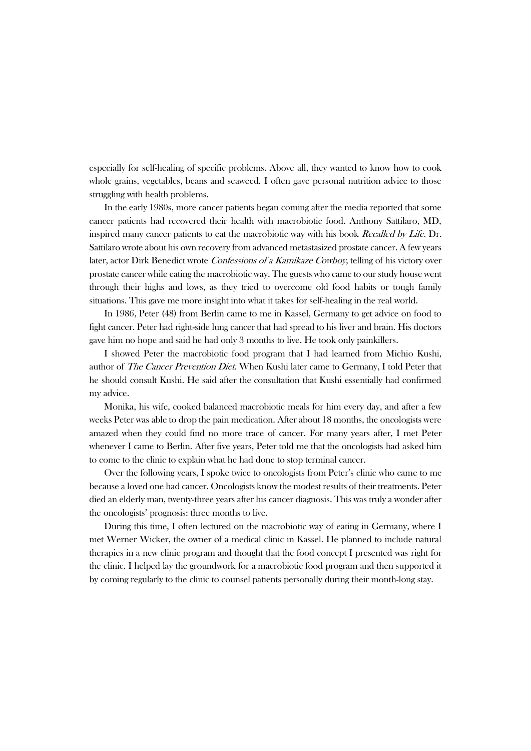especially for self-healing of specific problems. Above all, they wanted to know how to cook whole grains, vegetables, beans and seaweed. I often gave personal nutrition advice to those struggling with health problems.

In the early 1980s, more cancer patients began coming after the media reported that some cancer patients had recovered their health with macrobiotic food. Anthony Sattilaro, MD, inspired many cancer patients to eat the macrobiotic way with his book *Recalled by Life*. Dr. Sattilaro wrote about his own recovery from advanced metastasized prostate cancer. A few years later, actor Dirk Benedict wrote *Confessions of a Kamikaze Cowboy*, telling of his victory over prostate cancer while eating the macrobiotic way. The guests who came to our study house went through their highs and lows, as they tried to overcome old food habits or tough family situations. This gave me more insight into what it takes for self-healing in the real world.

In 1986, Peter (48) from Berlin came to me in Kassel, Germany to get advice on food to fight cancer. Peter had right-side lung cancer that had spread to his liver and brain. His doctors gave him no hope and said he had only 3 months to live. He took only painkillers.

I showed Peter the macrobiotic food program that I had learned from Michio Kushi, author of *The Cancer Prevention Diet.* When Kushi later came to Germany, I told Peter that he should consult Kushi. He said after the consultation that Kushi essentially had confirmed my advice.

Monika, his wife, cooked balanced macrobiotic meals for him every day, and after a few weeks Peter was able to drop the pain medication. After about 18 months, the oncologists were amazed when they could find no more trace of cancer. For many years after, I met Peter whenever I came to Berlin. After five years, Peter told me that the oncologists had asked him to come to the clinic to explain what he had done to stop terminal cancer.

Over the following years, I spoke twice to oncologists from Peter's clinic who came to me because a loved one had cancer. Oncologists know the modest results of their treatments. Peter died an elderly man, twenty-three years after his cancer diagnosis. This was truly a wonder after the oncologists' prognosis: three months to live.

During this time, I often lectured on the macrobiotic way of eating in Germany, where I met Werner Wicker, the owner of a medical clinic in Kassel. He planned to include natural therapies in a new clinic program and thought that the food concept I presented was right for the clinic. I helped lay the groundwork for a macrobiotic food program and then supported it by coming regularly to the clinic to counsel patients personally during their month-long stay.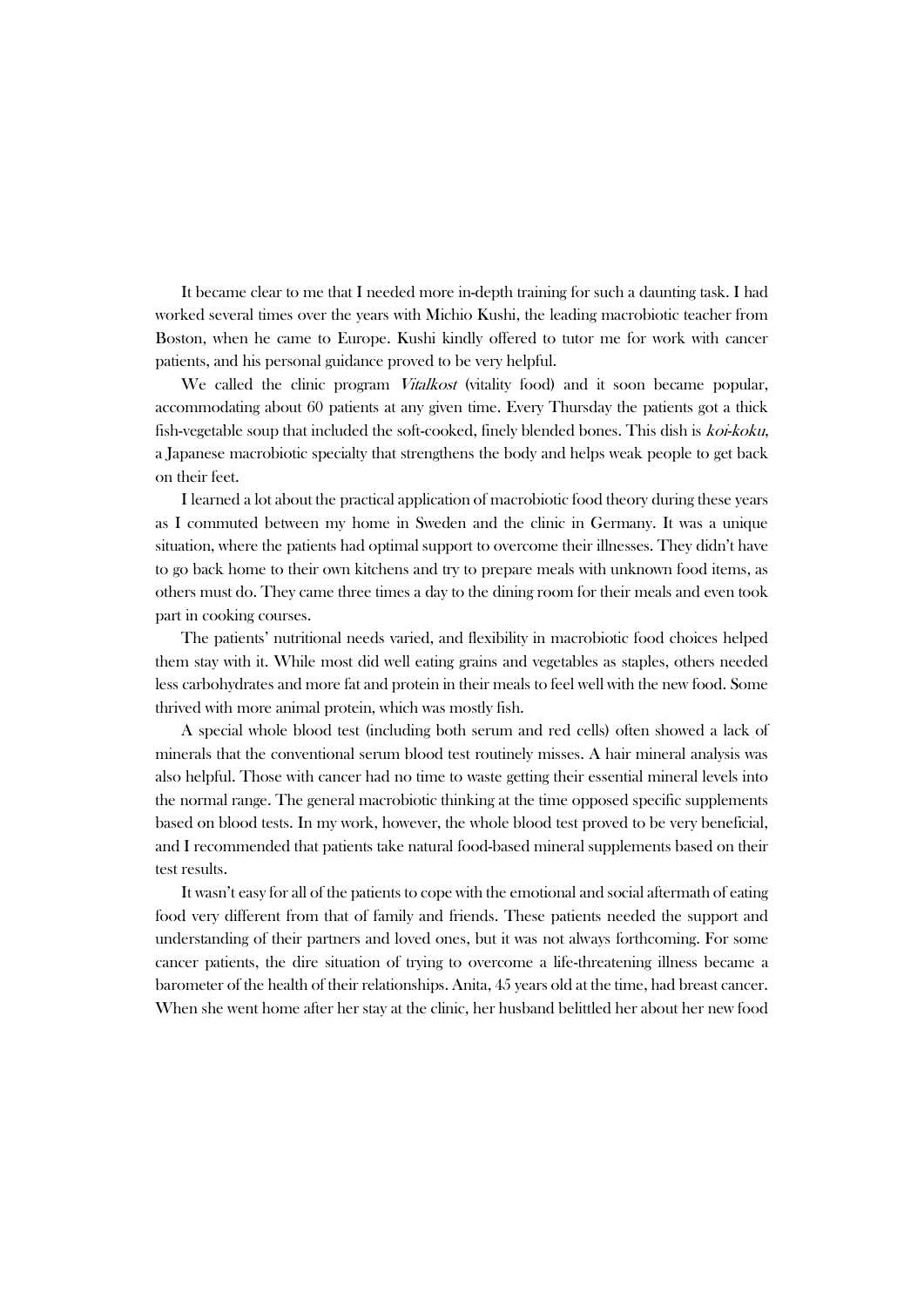It became clear to me that I needed more in-depth training for such a daunting task. I had worked several times over the years with Michio Kushi, the leading macrobiotic teacher from Boston, when he came to Europe. Kushi kindly offered to tutor me for work with cancer patients, and his personal guidance proved to be very helpful.

We called the clinic program *Vitalkost* (vitality food) and it soon became popular, accommodating about 60 patients at any given time. Every Thursday the patients got a thick fish-vegetable soup that included the soft-cooked, finely blended bones. This dish is *koi-koku*, a Japanese macrobiotic specialty that strengthens the body and helps weak people to get back on their feet.

I learned a lot about the practical application of macrobiotic food theory during these years as I commuted between my home in Sweden and the clinic in Germany. It was a unique situation, where the patients had optimal support to overcome their illnesses. They didn't have to go back home to their own kitchens and try to prepare meals with unknown food items, as others must do. They came three times a day to the dining room for their meals and even took part in cooking courses.

The patients' nutritional needs varied, and flexibility in macrobiotic food choices helped them stay with it. While most did well eating grains and vegetables as staples, others needed less carbohydrates and more fat and protein in their meals to feel well with the new food. Some thrived with more animal protein, which was mostly fish.

A special whole blood test (including both serum and red cells) often showed a lack of minerals that the conventional serum blood test routinely misses. A hair mineral analysis was also helpful. Those with cancer had no time to waste getting their essential mineral levels into the normal range. The general macrobiotic thinking at the time opposed specific supplements based on blood tests. In my work, however, the whole blood test proved to be very beneficial, and I recommended that patients take natural food-based mineral supplements based on their test results.

It wasn't easy for all of the patients to cope with the emotional and social aftermath of eating food very different from that of family and friends. These patients needed the support and understanding of their partners and loved ones, but it was not always forthcoming. For some cancer patients, the dire situation of trying to overcome a life-threatening illness became a barometer of the health of their relationships. Anita, 45 years old at the time, had breast cancer. When she went home after her stay at the clinic, her husband belittled her about her new food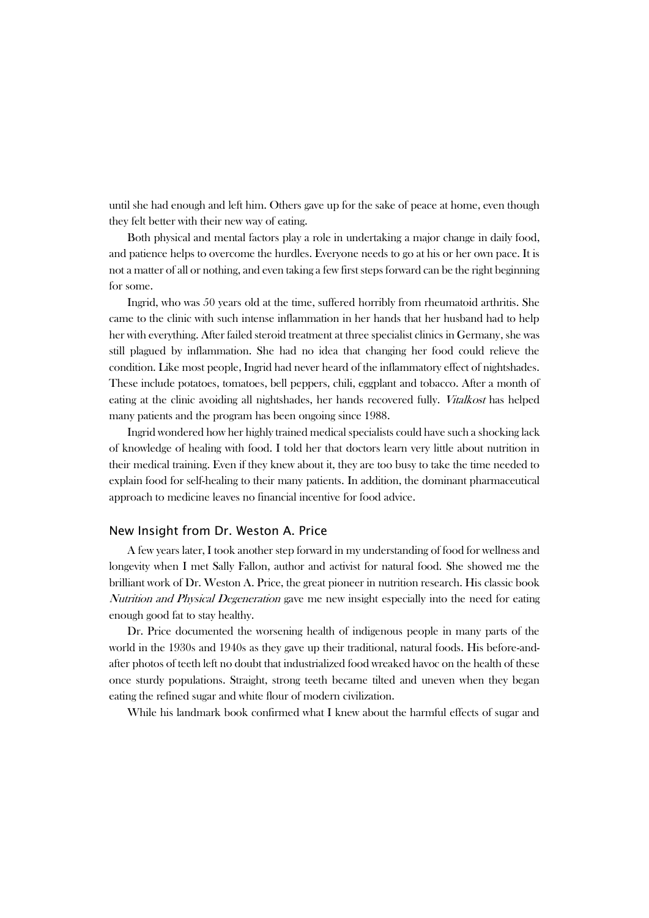until she had enough and left him. Others gave up for the sake of peace at home, even though they felt better with their new way of eating.

Both physical and mental factors play a role in undertaking a major change in daily food, and patience helps to overcome the hurdles. Everyone needs to go at his or her own pace. It is not a matter of all or nothing, and even taking a few first steps forward can be the right beginning for some.

Ingrid, who was 50 years old at the time, suffered horribly from rheumatoid arthritis. She came to the clinic with such intense inflammation in her hands that her husband had to help her with everything. After failed steroid treatment at three specialist clinics in Germany, she was still plagued by inflammation. She had no idea that changing her food could relieve the condition. Like most people, Ingrid had never heard of the inflammatory effect of nightshades. These include potatoes, tomatoes, bell peppers, chili, eggplant and tobacco. After a month of eating at the clinic avoiding all nightshades, her hands recovered fully. *Vitalkost* has helped many patients and the program has been ongoing since 1988.

Ingrid wondered how her highly trained medical specialists could have such a shocking lack of knowledge of healing with food. I told her that doctors learn very little about nutrition in their medical training. Even if they knew about it, they are too busy to take the time needed to explain food for self-healing to their many patients. In addition, the dominant pharmaceutical approach to medicine leaves no financial incentive for food advice.

## New Insight from Dr. Weston A. Price

A few years later, I took another step forward in my understanding of food for wellness and longevity when I met Sally Fallon, author and activist for natural food. She showed me the brilliant work of Dr. Weston A. Price, the great pioneer in nutrition research. His classic book *Nutrition and Physical Degeneration* gave me new insight especially into the need for eating enough good fat to stay healthy.

Dr. Price documented the worsening health of indigenous people in many parts of the world in the 1930s and 1940s as they gave up their traditional, natural foods. His before-and-after photos of teeth left no doubt that industrialized food wreaked havoc on the health of these once sturdy populations. Straight, strong teeth became tilted and uneven when they began eating the refined sugar and white flour of modern civilization.

While his landmark book confirmed what I knew about the harmful effects of sugar and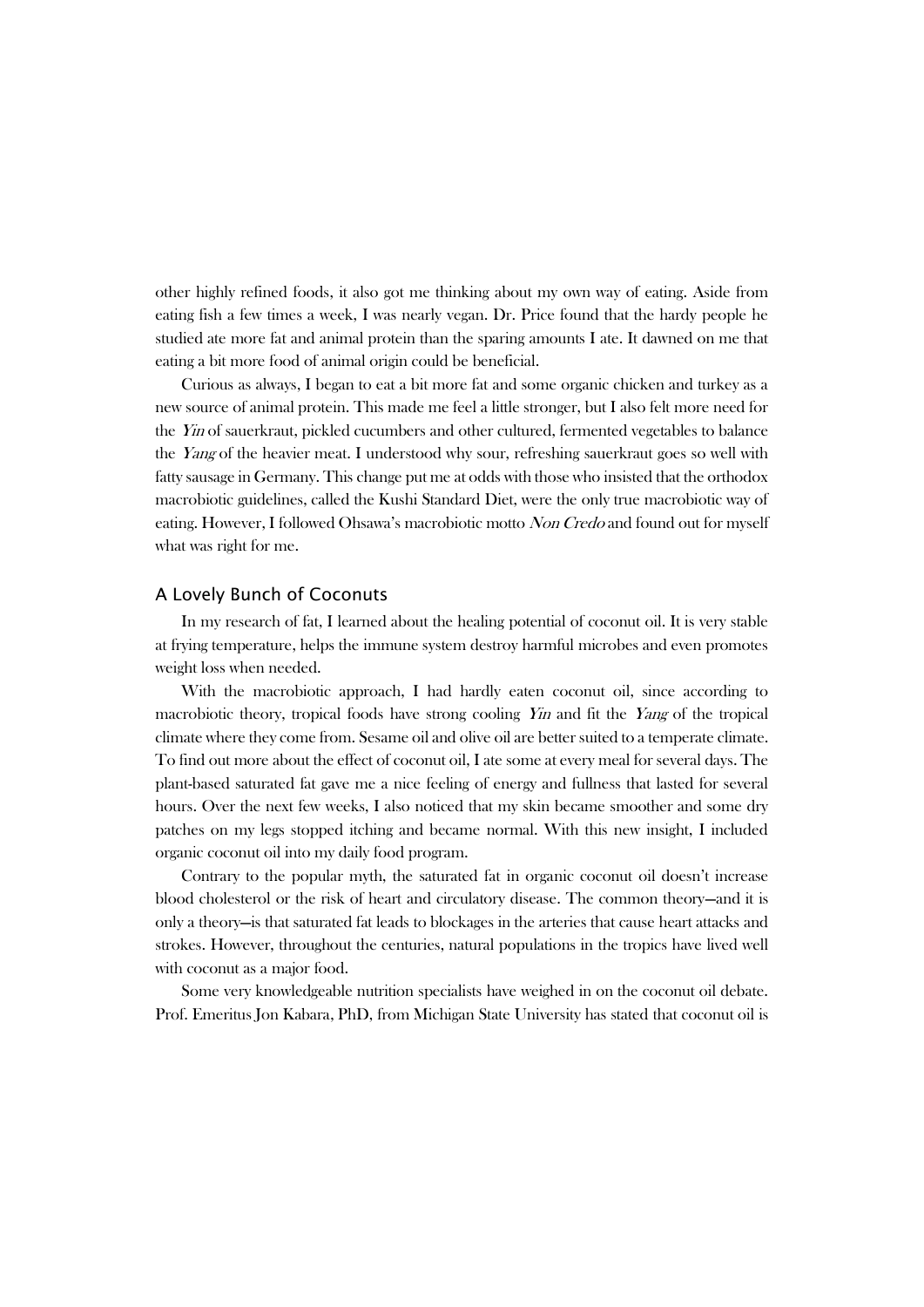other highly refined foods, it also got me thinking about my own way of eating. Aside from eating fish a few times a week, I was nearly vegan. Dr. Price found that the hardy people he studied ate more fat and animal protein than the sparing amounts I ate. It dawned on me that eating a bit more food of animal origin could be beneficial.

Curious as always, I began to eat a bit more fat and some organic chicken and turkey as a new source of animal protein. This made me feel a little stronger, but I also felt more need for the *Yin* of sauerkraut, pickled cucumbers and other cultured, fermented vegetables to balance the *Yang* of the heavier meat. I understood why sour, refreshing sauerkraut goes so well with fatty sausage in Germany. This change put me at odds with those who insisted that the orthodox macrobiotic guidelines, called the Kushi Standard Diet, were the only true macrobiotic way of eating. However, I followed Ohsawa's macrobiotic motto *Non Credo* and found out for myself what was right for me.

## A Lovely Bunch of Coconuts

In my research of fat, I learned about the healing potential of coconut oil. It is very stable at frying temperature, helps the immune system destroy harmful microbes and even promotes weight loss when needed.

With the macrobiotic approach, I had hardly eaten coconut oil, since according to macrobiotic theory, tropical foods have strong cooling *Yin* and fit the *Yang* of the tropical climate where they come from. Sesame oil and olive oil are better suited to a temperate climate. To find out more about the effect of coconut oil, I ate some at every meal for several days. The plant-based saturated fat gave me a nice feeling of energy and fullness that lasted for several hours. Over the next few weeks, I also noticed that my skin became smoother and some dry patches on my legs stopped itching and became normal. With this new insight, I included organic coconut oil into my daily food program.

Contrary to the popular myth, the saturated fat in organic coconut oil doesn't increase blood cholesterol or the risk of heart and circulatory disease. The common theory—and it is only a theory—is that saturated fat leads to blockages in the arteries that cause heart attacks and strokes. However, throughout the centuries, natural populations in the tropics have lived well with coconut as a major food.

Some very knowledgeable nutrition specialists have weighed in on the coconut oil debate. Prof. Emeritus Jon Kabara, PhD, from Michigan State University has stated that coconut oil is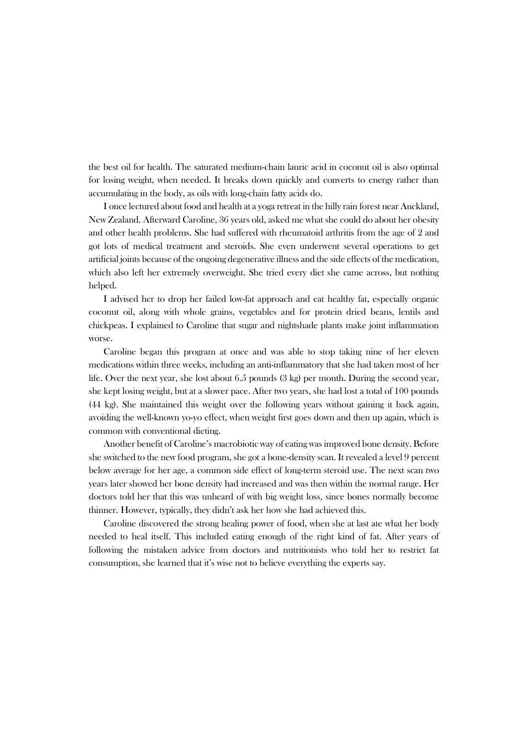the best oil for health. The saturated medium-chain lauric acid in coconut oil is also optimal for losing weight, when needed. It breaks down quickly and converts to energy rather than accumulating in the body, as oils with long-chain fatty acids do.

I once lectured about food and health at a yoga retreat in the hilly rain forest near Auckland, New Zealand. Afterward Caroline, 36 years old, asked me what she could do about her obesity and other health problems. She had suffered with rheumatoid arthritis from the age of 2 and got lots of medical treatment and steroids. She even underwent several operations to get artificial joints because of the ongoing degenerative illness and the side effects of the medication, which also left her extremely overweight. She tried every diet she came across, but nothing helped.

I advised her to drop her failed low-fat approach and eat healthy fat, especially organic coconut oil, along with whole grains, vegetables and for protein dried beans, lentils and chickpeas. I explained to Caroline that sugar and nightshade plants make joint inflammation worse.

Caroline began this program at once and was able to stop taking nine of her eleven medications within three weeks, including an anti-inflammatory that she had taken most of her life. Over the next year, she lost about 6.5 pounds (3 kg) per month. During the second year, she kept losing weight, but at a slower pace. After two years, she had lost a total of 100 pounds (44 kg). She maintained this weight over the following years without gaining it back again, avoiding the well-known yo-yo effect, when weight first goes down and then up again, which is common with conventional dieting.

Another benefit of Caroline's macrobiotic way of eating was improved bone density. Before she switched to the new food program, she got a bone-density scan. It revealed a level 9 percent below average for her age, a common side effect of long-term steroid use. The next scan two years later showed her bone density had increased and was then within the normal range. Her doctors told her that this was unheard of with big weight loss, since bones normally become thinner. However, typically, they didn't ask her how she had achieved this.

Caroline discovered the strong healing power of food, when she at last ate what her body needed to heal itself. This included eating enough of the right kind of fat. After years of following the mistaken advice from doctors and nutritionists who told her to restrict fat consumption, she learned that it's wise not to believe everything the experts say.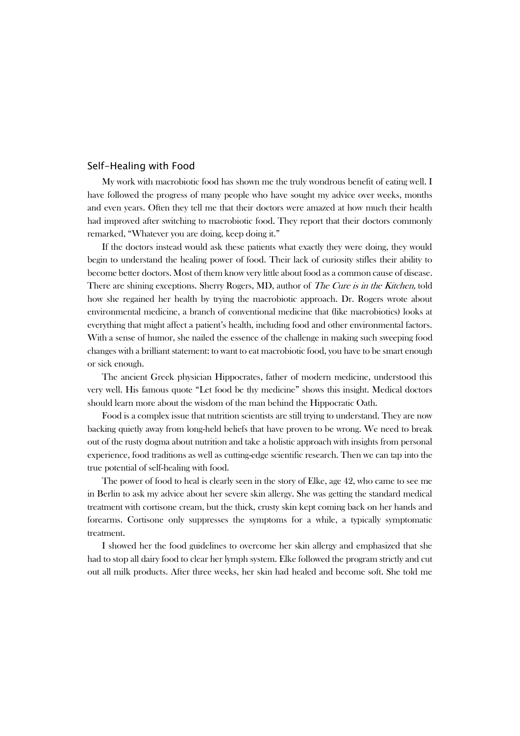## Self-Healing with Food

My work with macrobiotic food has shown me the truly wondrous benefit of eating well. I have followed the progress of many people who have sought my advice over weeks, months and even years. Often they tell me that their doctors were amazed at how much their health had improved after switching to macrobiotic food. They report that their doctors commonly remarked, "Whatever you are doing, keep doing it."

If the doctors instead would ask these patients what exactly they were doing, they would begin to understand the healing power of food. Their lack of curiosity stifles their ability to become better doctors. Most of them know very little about food as a common cause of disease. There are shining exceptions. Sherry Rogers, MD, author of *The Cure is in the Kitchen,* told how she regained her health by trying the macrobiotic approach. Dr. Rogers wrote about environmental medicine, a branch of conventional medicine that (like macrobiotics) looks at everything that might affect a patient's health, including food and other environmental factors. With a sense of humor, she nailed the essence of the challenge in making such sweeping food changes with a brilliant statement: to want to eat macrobiotic food, you have to be smart enough or sick enough.

The ancient Greek physician Hippocrates, father of modern medicine, understood this very well. His famous quote "Let food be thy medicine" shows this insight. Medical doctors should learn more about the wisdom of the man behind the Hippocratic Oath.

Food is a complex issue that nutrition scientists are still trying to understand. They are now backing quietly away from long-held beliefs that have proven to be wrong. We need to break out of the rusty dogma about nutrition and take a holistic approach with insights from personal experience, food traditions as well as cutting-edge scientific research. Then we can tap into the true potential of self-healing with food.

The power of food to heal is clearly seen in the story of Elke, age 42, who came to see me in Berlin to ask my advice about her severe skin allergy. She was getting the standard medical treatment with cortisone cream, but the thick, crusty skin kept coming back on her hands and forearms. Cortisone only suppresses the symptoms for a while, a typically symptomatic treatment.

I showed her the food guidelines to overcome her skin allergy and emphasized that she had to stop all dairy food to clear her lymph system. Elke followed the program strictly and cut out all milk products. After three weeks, her skin had healed and become soft. She told me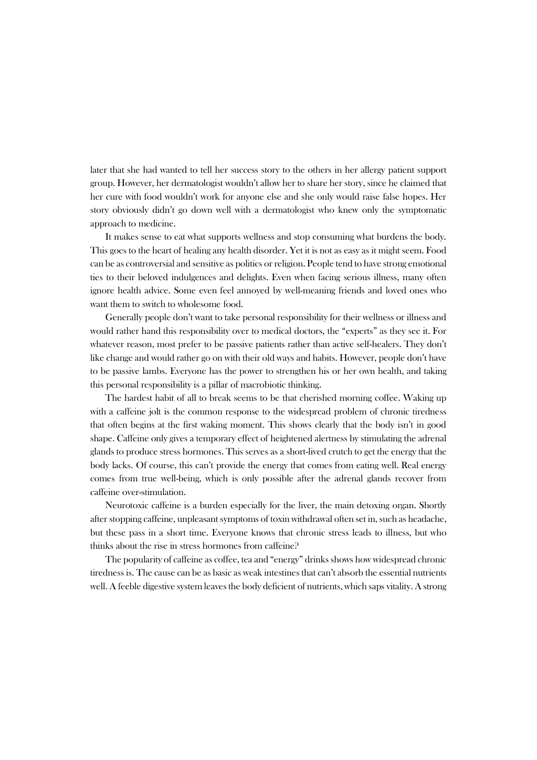later that she had wanted to tell her success story to the others in her allergy patient support group. However, her dermatologist wouldn't allow her to share her story, since he claimed that her cure with food wouldn't work for anyone else and she only would raise false hopes. Her story obviously didn't go down well with a dermatologist who knew only the symptomatic approach to medicine.

It makes sense to eat what supports wellness and stop consuming what burdens the body. This goes to the heart of healing any health disorder. Yet it is not as easy as it might seem. Food can be as controversial and sensitive as politics or religion. People tend to have strong emotional ties to their beloved indulgences and delights. Even when facing serious illness, many often ignore health advice. Some even feel annoyed by well-meaning friends and loved ones who want them to switch to wholesome food.

Generally people don't want to take personal responsibility for their wellness or illness and would rather hand this responsibility over to medical doctors, the "experts" as they see it. For whatever reason, most prefer to be passive patients rather than active self-healers. They don't like change and would rather go on with their old ways and habits. However, people don't have to be passive lambs. Everyone has the power to strengthen his or her own health, and taking this personal responsibility is a pillar of macrobiotic thinking.

The hardest habit of all to break seems to be that cherished morning coffee. Waking up with a caffeine jolt is the common response to the widespread problem of chronic tiredness that often begins at the first waking moment. This shows clearly that the body isn't in good shape. Caffeine only gives a temporary effect of heightened alertness by stimulating the adrenal glands to produce stress hormones. This serves as a short-lived crutch to get the energy that the body lacks. Of course, this can't provide the energy that comes from eating well. Real energy comes from true well-being, which is only possible after the adrenal glands recover from caffeine over-stimulation.

Neurotoxic caffeine is a burden especially for the liver, the main detoxing organ. Shortly after stopping caffeine, unpleasant symptoms of toxin withdrawal often set in, such as headache, but these pass in a short time. Everyone knows that chronic stress leads to illness, but who thinks about the rise in stress hormones from caffeine?

The popularity of caffeine as coffee, tea and "energy" drinks shows how widespread chronic tiredness is. The cause can be as basic as weak intestines that can't absorb the essential nutrients well. A feeble digestive system leaves the body deficient of nutrients, which saps vitality. A strong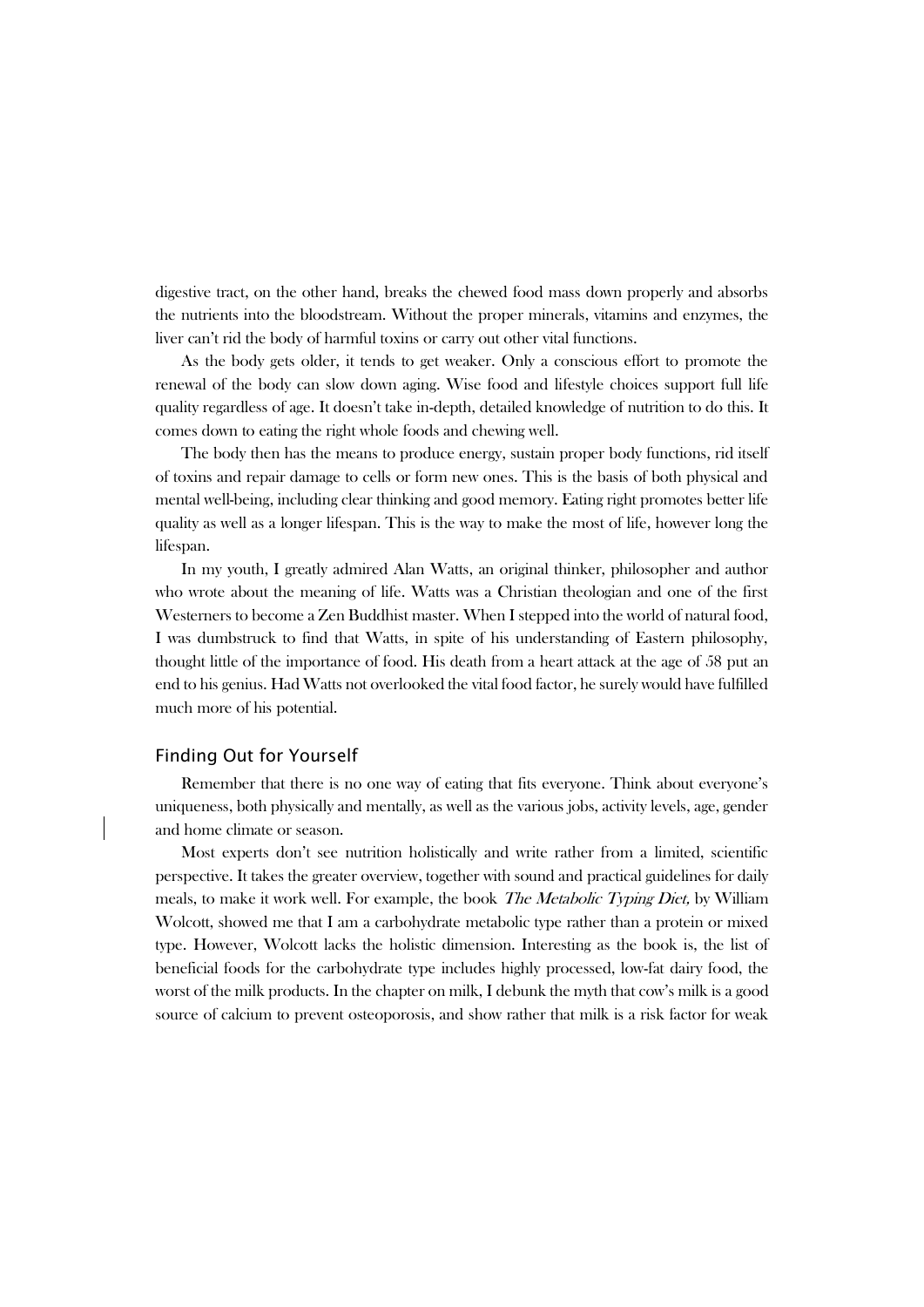digestive tract, on the other hand, breaks the chewed food mass down properly and absorbs the nutrients into the bloodstream. Without the proper minerals, vitamins and enzymes, the liver can't rid the body of harmful toxins or carry out other vital functions.

As the body gets older, it tends to get weaker. Only a conscious effort to promote the renewal of the body can slow down aging. Wise food and lifestyle choices support full life quality regardless of age. It doesn't take in-depth, detailed knowledge of nutrition to do this. It comes down to eating the right whole foods and chewing well.

The body then has the means to produce energy, sustain proper body functions, rid itself of toxins and repair damage to cells or form new ones. This is the basis of both physical and mental well-being, including clear thinking and good memory. Eating right promotes better life quality as well as a longer lifespan. This is the way to make the most of life, however long the lifespan.

In my youth, I greatly admired Alan Watts, an original thinker, philosopher and author who wrote about the meaning of life. Watts was a Christian theologian and one of the first Westerners to become a Zen Buddhist master. When I stepped into the world of natural food, I was dumbstruck to find that Watts, in spite of his understanding of Eastern philosophy, thought little of the importance of food. His death from a heart attack at the age of 58 put an end to his genius. Had Watts not overlooked the vital food factor, he surely would have fulfilled much more of his potential.

## Finding Out for Yourself

Remember that there is no one way of eating that fits everyone. Think about everyone's uniqueness, both physically and mentally, as well as the various jobs, activity levels, age, gender and home climate or season.

Most experts don't see nutrition holistically and write rather from a limited, scientific perspective. It takes the greater overview, together with sound and practical guidelines for daily meals, to make it work well. For example, the book *The Metabolic Typing Diet,* by William Wolcott, showed me that I am a carbohydrate metabolic type rather than a protein or mixed type. However, Wolcott lacks the holistic dimension. Interesting as the book is, the list of beneficial foods for the carbohydrate type includes highly processed, low-fat dairy food, the worst of the milk products. In the chapter on milk, I debunk the myth that cow's milk is a good source of calcium to prevent osteoporosis, and show rather that milk is a risk factor for weak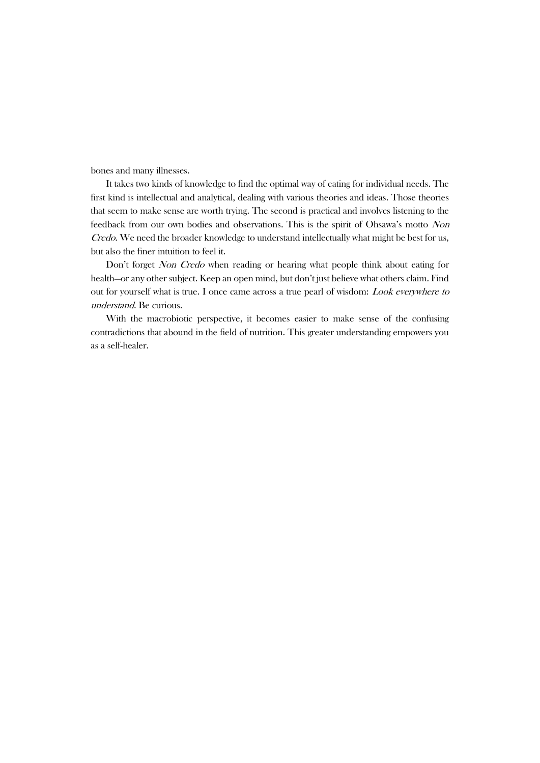bones and many illnesses.

It takes two kinds of knowledge to find the optimal way of eating for individual needs. The first kind is intellectual and analytical, dealing with various theories and ideas. Those theories that seem to make sense are worth trying. The second is practical and involves listening to the feedback from our own bodies and observations. This is the spirit of Ohsawa's motto *Non Credo*. We need the broader knowledge to understand intellectually what might be best for us, but also the finer intuition to feel it.

Don't forget *Non Credo* when reading or hearing what people think about eating for health—or any other subject. Keep an open mind, but don't just believe what others claim. Find out for yourself what is true. I once came across a true pearl of wisdom: *Look everywhere to understand*. Be curious.

With the macrobiotic perspective, it becomes easier to make sense of the confusing contradictions that abound in the field of nutrition. This greater understanding empowers you as a self-healer.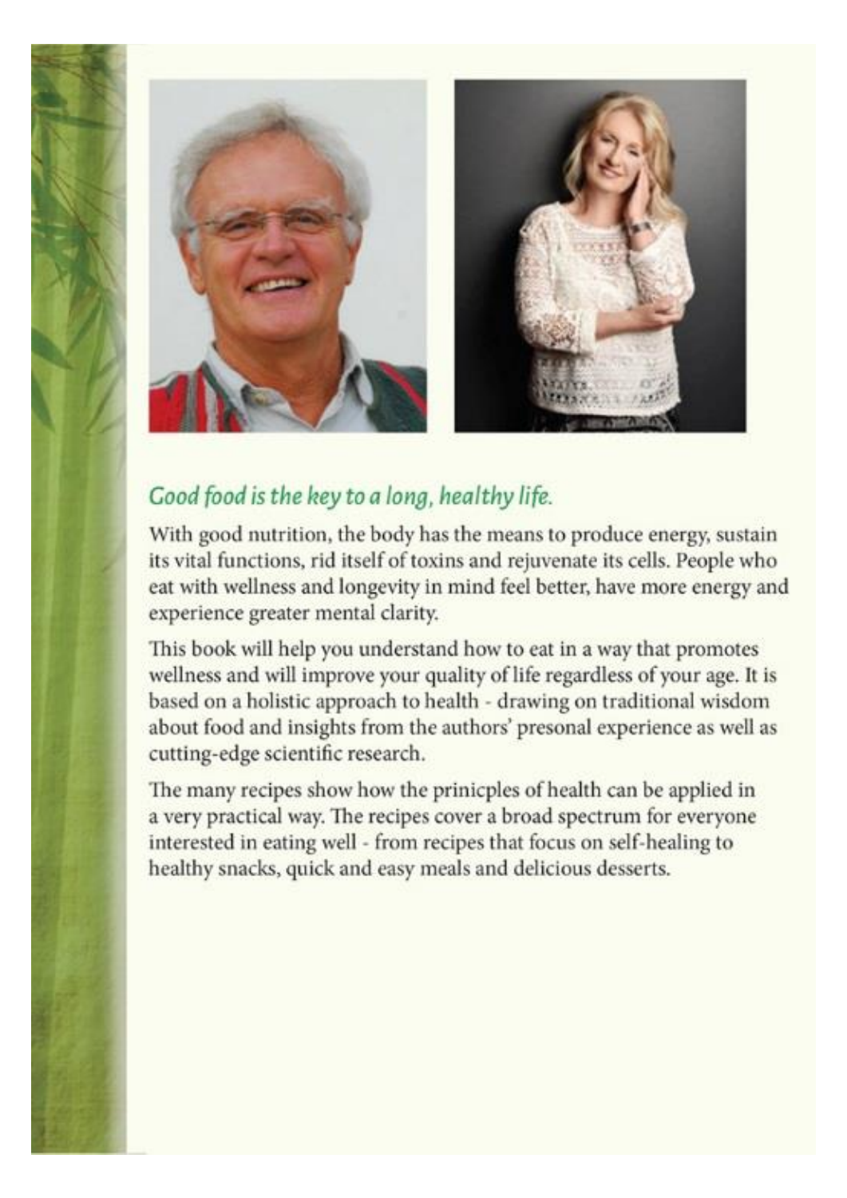*Good food is the key to a long, healthy life.*

With good nutrition, the body has the means to produce energy, sustain its vital functions, rid itself of toxins and rejuvenate its cells. People who eat with wellness and longevity in mind feel better, have more energy and experience greater mental clarity.

This book will help you understand how to eat in a way that promotes wellness and will improve your quality of life regardless of your age. It is based on a holistic approach to health - drawing on traditional wisdom about food and insights from the authors' presonal experience as well as cutting-edge scientific research.

The many recipes show how the prinicples of health can be applied in a very practical way. The recipes cover a broad spectrum for everyone interested in eating well - from recipes that focus on self-healing to healthy snacks, quick and easy meals and delicious desserts.